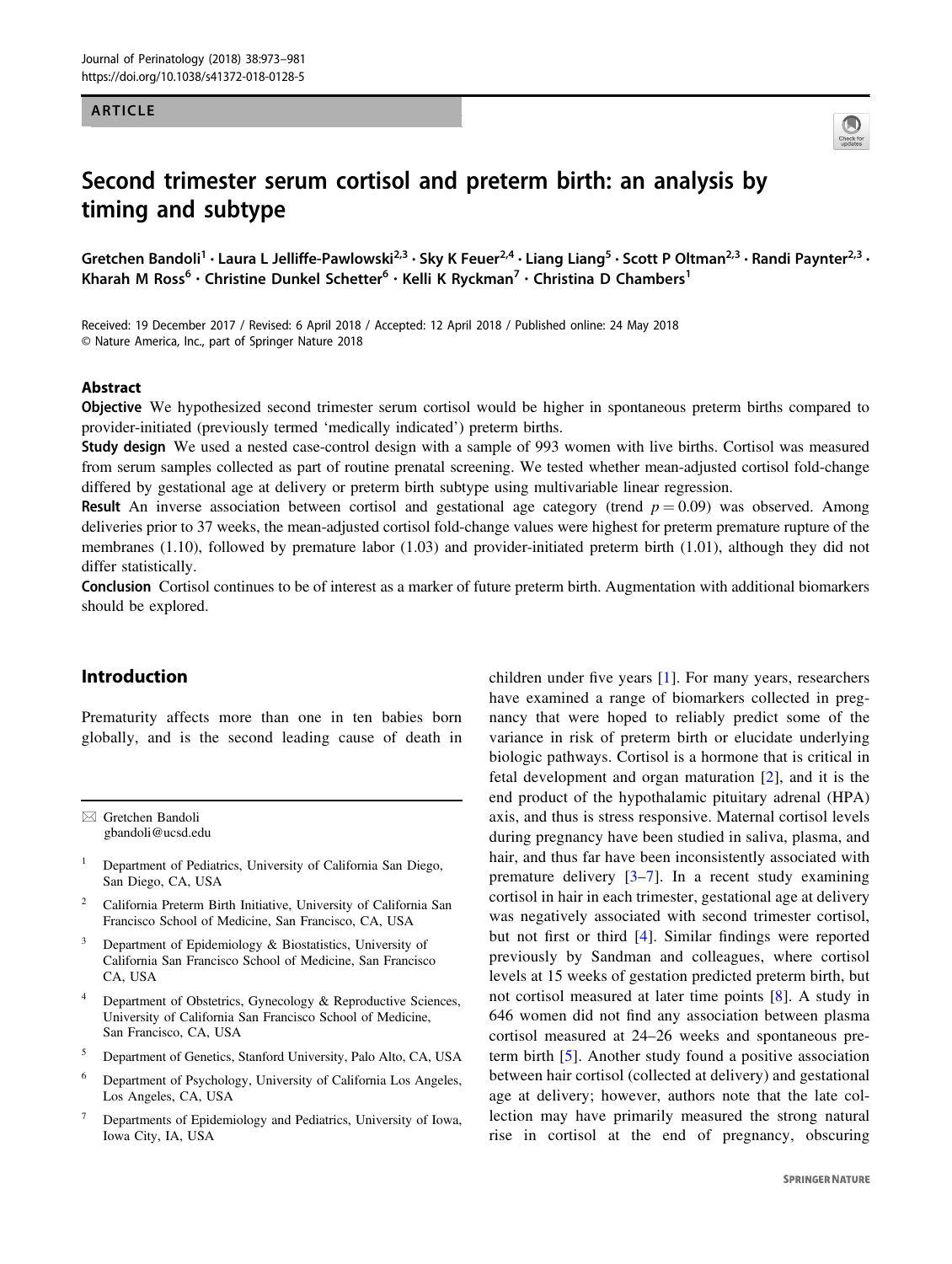ARTICLE

# Second trimester serum cortisol and preterm birth: an analysis by timing and subtype

Gretchen Bandoli[1] · Laura L Jelliffe-Pawlowski[2,3] · Sky K Feuer[2,4] · Liang Liang[5] · Scott P Oltman[2,3] · Randi Paynter[2,3] · Kharah M Ross[6] · Christine Dunkel Schetter[6] · Kelli K Ryckman[7] · Christina D Chambers[1]

Received: 19 December 2017 / Revised: 6 April 2018 / Accepted: 12 April 2018 / Published online: 24 May 2018
© Nature America, Inc., part of Springer Nature 2018

## Abstract

**Objective** We hypothesized second trimester serum cortisol would be higher in spontaneous preterm births compared to provider-initiated (previously termed 'medically indicated') preterm births.

**Study design** We used a nested case-control design with a sample of 993 women with live births. Cortisol was measured from serum samples collected as part of routine prenatal screening. We tested whether mean-adjusted cortisol fold-change differed by gestational age at delivery or preterm birth subtype using multivariable linear regression.

**Result** An inverse association between cortisol and gestational age category (trend $p = 0.09$) was observed. Among deliveries prior to 37 weeks, the mean-adjusted cortisol fold-change values were highest for preterm premature rupture of the membranes (1.10), followed by premature labor (1.03) and provider-initiated preterm birth (1.01), although they did not differ statistically.

**Conclusion** Cortisol continues to be of interest as a marker of future preterm birth. Augmentation with additional biomarkers should be explored.

## Introduction

Prematurity affects more than one in ten babies born globally, and is the second leading cause of death in children under five years [1]. For many years, researchers have examined a range of biomarkers collected in pregnancy that were hoped to reliably predict some of the variance in risk of preterm birth or elucidate underlying biologic pathways. Cortisol is a hormone that is critical in fetal development and organ maturation [2], and it is the end product of the hypothalamic pituitary adrenal (HPA) axis, and thus is stress responsive. Maternal cortisol levels during pregnancy have been studied in saliva, plasma, and hair, and thus far have been inconsistently associated with premature delivery [3–7]. In a recent study examining cortisol in hair in each trimester, gestational age at delivery was negatively associated with second trimester cortisol, but not first or third [4]. Similar findings were reported previously by Sandman and colleagues, where cortisol levels at 15 weeks of gestation predicted preterm birth, but not cortisol measured at later time points [8]. A study in 646 women did not find any association between plasma cortisol measured at 24–26 weeks and spontaneous preterm birth [5]. Another study found a positive association between hair cortisol (collected at delivery) and gestational age at delivery; however, authors note that the late collection may have primarily measured the strong natural rise in cortisol at the end of pregnancy, obscuring

---

✉ Gretchen Bandoli
gbandoli@ucsd.edu

1 Department of Pediatrics, University of California San Diego, San Diego, CA, USA

2 California Preterm Birth Initiative, University of California San Francisco School of Medicine, San Francisco, CA, USA

3 Department of Epidemiology & Biostatistics, University of California San Francisco School of Medicine, San Francisco CA, USA

4 Department of Obstetrics, Gynecology & Reproductive Sciences, University of California San Francisco School of Medicine, San Francisco, CA, USA

5 Department of Genetics, Stanford University, Palo Alto, CA, USA

6 Department of Psychology, University of California Los Angeles, Los Angeles, CA, USA

7 Departments of Epidemiology and Pediatrics, University of Iowa, Iowa City, IA, USA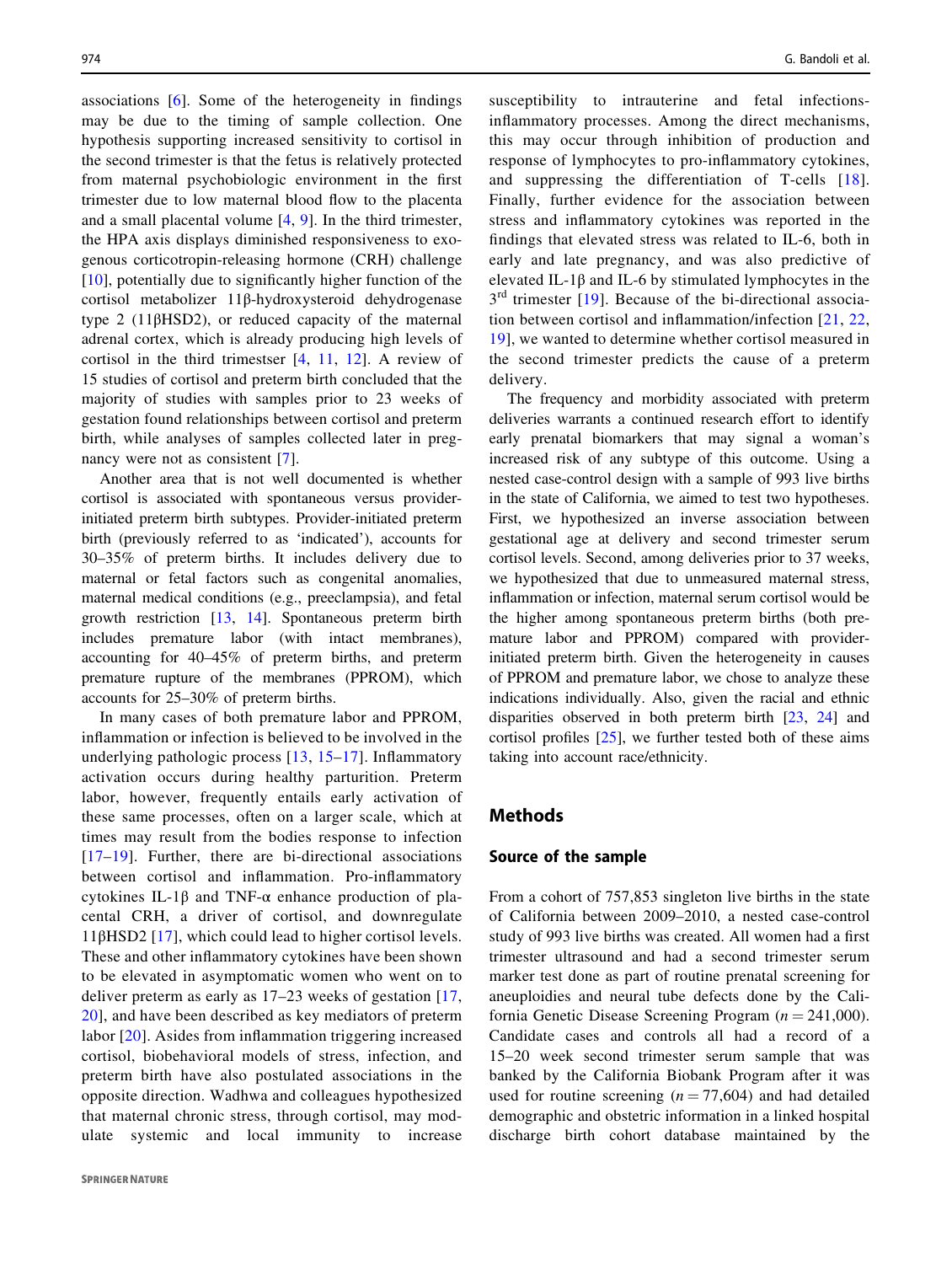associations [6]. Some of the heterogeneity in findings may be due to the timing of sample collection. One hypothesis supporting increased sensitivity to cortisol in the second trimester is that the fetus is relatively protected from maternal psychobiologic environment in the first trimester due to low maternal blood flow to the placenta and a small placental volume [4, 9]. In the third trimester, the HPA axis displays diminished responsiveness to exogenous corticotropin-releasing hormone (CRH) challenge [10], potentially due to significantly higher function of the cortisol metabolizer 11β-hydroxysteroid dehydrogenase type 2 (11βHSD2), or reduced capacity of the maternal adrenal cortex, which is already producing high levels of cortisol in the third trimestser [4, 11, 12]. A review of 15 studies of cortisol and preterm birth concluded that the majority of studies with samples prior to 23 weeks of gestation found relationships between cortisol and preterm birth, while analyses of samples collected later in pregnancy were not as consistent [7].

Another area that is not well documented is whether cortisol is associated with spontaneous versus provider-initiated preterm birth subtypes. Provider-initiated preterm birth (previously referred to as 'indicated'), accounts for 30–35% of preterm births. It includes delivery due to maternal or fetal factors such as congenital anomalies, maternal medical conditions (e.g., preeclampsia), and fetal growth restriction [13, 14]. Spontaneous preterm birth includes premature labor (with intact membranes), accounting for 40–45% of preterm births, and preterm premature rupture of the membranes (PPROM), which accounts for 25–30% of preterm births.

In many cases of both premature labor and PPROM, inflammation or infection is believed to be involved in the underlying pathologic process [13, 15–17]. Inflammatory activation occurs during healthy parturition. Preterm labor, however, frequently entails early activation of these same processes, often on a larger scale, which at times may result from the bodies response to infection [17–19]. Further, there are bi-directional associations between cortisol and inflammation. Pro-inflammatory cytokines IL-1β and TNF-α enhance production of placental CRH, a driver of cortisol, and downregulate 11βHSD2 [17], which could lead to higher cortisol levels. These and other inflammatory cytokines have been shown to be elevated in asymptomatic women who went on to deliver preterm as early as 17–23 weeks of gestation [17, 20], and have been described as key mediators of preterm labor [20]. Asides from inflammation triggering increased cortisol, biobehavioral models of stress, infection, and preterm birth have also postulated associations in the opposite direction. Wadhwa and colleagues hypothesized that maternal chronic stress, through cortisol, may modulate systemic and local immunity to increase susceptibility to intrauterine and fetal infections-inflammatory processes. Among the direct mechanisms, this may occur through inhibition of production and response of lymphocytes to pro-inflammatory cytokines, and suppressing the differentiation of T-cells [18]. Finally, further evidence for the association between stress and inflammatory cytokines was reported in the findings that elevated stress was related to IL-6, both in early and late pregnancy, and was also predictive of elevated IL-1β and IL-6 by stimulated lymphocytes in the 3rd trimester [19]. Because of the bi-directional association between cortisol and inflammation/infection [21, 22, 19], we wanted to determine whether cortisol measured in the second trimester predicts the cause of a preterm delivery.

The frequency and morbidity associated with preterm deliveries warrants a continued research effort to identify early prenatal biomarkers that may signal a woman's increased risk of any subtype of this outcome. Using a nested case-control design with a sample of 993 live births in the state of California, we aimed to test two hypotheses. First, we hypothesized an inverse association between gestational age at delivery and second trimester serum cortisol levels. Second, among deliveries prior to 37 weeks, we hypothesized that due to unmeasured maternal stress, inflammation or infection, maternal serum cortisol would be the higher among spontaneous preterm births (both premature labor and PPROM) compared with provider-initiated preterm birth. Given the heterogeneity in causes of PPROM and premature labor, we chose to analyze these indications individually. Also, given the racial and ethnic disparities observed in both preterm birth [23, 24] and cortisol profiles [25], we further tested both of these aims taking into account race/ethnicity.

## Methods

### Source of the sample

From a cohort of 757,853 singleton live births in the state of California between 2009–2010, a nested case-control study of 993 live births was created. All women had a first trimester ultrasound and had a second trimester serum marker test done as part of routine prenatal screening for aneuploidies and neural tube defects done by the California Genetic Disease Screening Program ($n = 241{,}000$). Candidate cases and controls all had a record of a 15–20 week second trimester serum sample that was banked by the California Biobank Program after it was used for routine screening ($n = 77{,}604$) and had detailed demographic and obstetric information in a linked hospital discharge birth cohort database maintained by the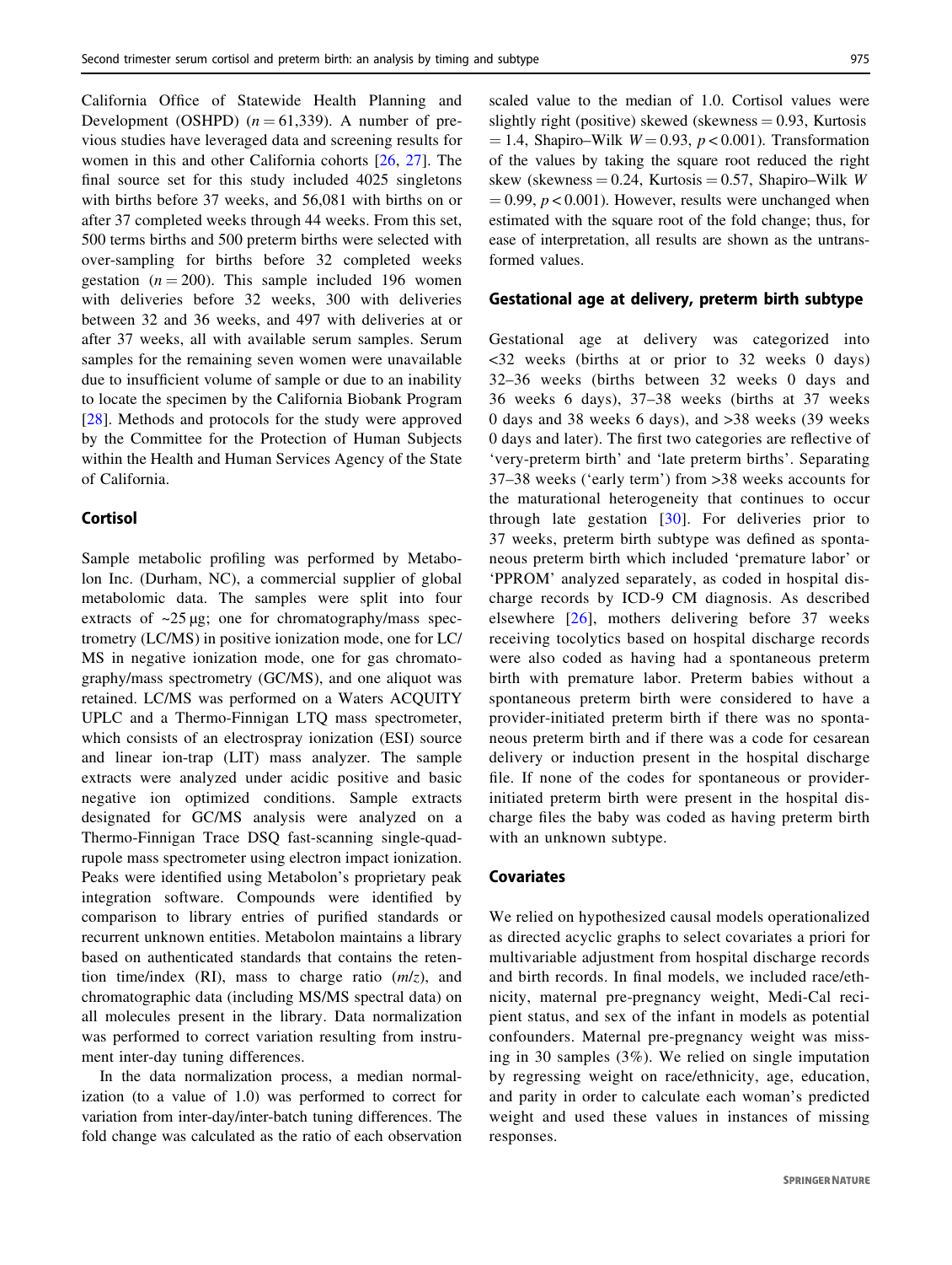California Office of Statewide Health Planning and Development (OSHPD) ($n = 61,339$). A number of previous studies have leveraged data and screening results for women in this and other California cohorts [26, 27]. The final source set for this study included 4025 singletons with births before 37 weeks, and 56,081 with births on or after 37 completed weeks through 44 weeks. From this set, 500 terms births and 500 preterm births were selected with over-sampling for births before 32 completed weeks gestation ($n = 200$). This sample included 196 women with deliveries before 32 weeks, 300 with deliveries between 32 and 36 weeks, and 497 with deliveries at or after 37 weeks, all with available serum samples. Serum samples for the remaining seven women were unavailable due to insufficient volume of sample or due to an inability to locate the specimen by the California Biobank Program [28]. Methods and protocols for the study were approved by the Committee for the Protection of Human Subjects within the Health and Human Services Agency of the State of California.

## Cortisol

Sample metabolic profiling was performed by Metabolon Inc. (Durham, NC), a commercial supplier of global metabolomic data. The samples were split into four extracts of ~25 μg; one for chromatography/mass spectrometry (LC/MS) in positive ionization mode, one for LC/MS in negative ionization mode, one for gas chromatography/mass spectrometry (GC/MS), and one aliquot was retained. LC/MS was performed on a Waters ACQUITY UPLC and a Thermo-Finnigan LTQ mass spectrometer, which consists of an electrospray ionization (ESI) source and linear ion-trap (LIT) mass analyzer. The sample extracts were analyzed under acidic positive and basic negative ion optimized conditions. Sample extracts designated for GC/MS analysis were analyzed on a Thermo-Finnigan Trace DSQ fast-scanning single-quadrupole mass spectrometer using electron impact ionization. Peaks were identified using Metabolon's proprietary peak integration software. Compounds were identified by comparison to library entries of purified standards or recurrent unknown entities. Metabolon maintains a library based on authenticated standards that contains the retention time/index (RI), mass to charge ratio ($m/z$), and chromatographic data (including MS/MS spectral data) on all molecules present in the library. Data normalization was performed to correct variation resulting from instrument inter-day tuning differences.

In the data normalization process, a median normalization (to a value of 1.0) was performed to correct for variation from inter-day/inter-batch tuning differences. The fold change was calculated as the ratio of each observation scaled value to the median of 1.0. Cortisol values were slightly right (positive) skewed (skewness = 0.93, Kurtosis = 1.4, Shapiro–Wilk $W = 0.93$, $p < 0.001$). Transformation of the values by taking the square root reduced the right skew (skewness = 0.24, Kurtosis = 0.57, Shapiro–Wilk $W = 0.99$, $p < 0.001$). However, results were unchanged when estimated with the square root of the fold change; thus, for ease of interpretation, all results are shown as the untransformed values.

## Gestational age at delivery, preterm birth subtype

Gestational age at delivery was categorized into <32 weeks (births at or prior to 32 weeks 0 days) 32–36 weeks (births between 32 weeks 0 days and 36 weeks 6 days), 37–38 weeks (births at 37 weeks 0 days and 38 weeks 6 days), and >38 weeks (39 weeks 0 days and later). The first two categories are reflective of 'very-preterm birth' and 'late preterm births'. Separating 37–38 weeks ('early term') from >38 weeks accounts for the maturational heterogeneity that continues to occur through late gestation [30]. For deliveries prior to 37 weeks, preterm birth subtype was defined as spontaneous preterm birth which included 'premature labor' or 'PPROM' analyzed separately, as coded in hospital discharge records by ICD-9 CM diagnosis. As described elsewhere [26], mothers delivering before 37 weeks receiving tocolytics based on hospital discharge records were also coded as having had a spontaneous preterm birth with premature labor. Preterm babies without a spontaneous preterm birth were considered to have a provider-initiated preterm birth if there was no spontaneous preterm birth and if there was a code for cesarean delivery or induction present in the hospital discharge file. If none of the codes for spontaneous or provider-initiated preterm birth were present in the hospital discharge files the baby was coded as having preterm birth with an unknown subtype.

## Covariates

We relied on hypothesized causal models operationalized as directed acyclic graphs to select covariates a priori for multivariable adjustment from hospital discharge records and birth records. In final models, we included race/ethnicity, maternal pre-pregnancy weight, Medi-Cal recipient status, and sex of the infant in models as potential confounders. Maternal pre-pregnancy weight was missing in 30 samples (3%). We relied on single imputation by regressing weight on race/ethnicity, age, education, and parity in order to calculate each woman's predicted weight and used these values in instances of missing responses.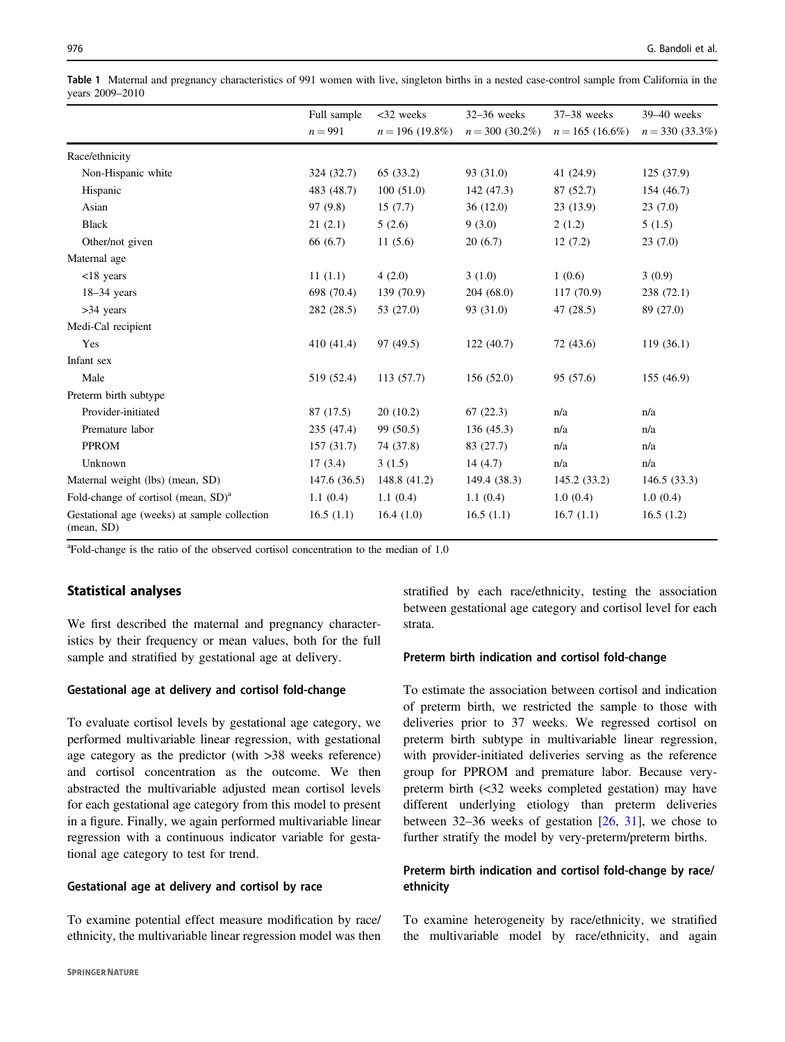**Table 1** Maternal and pregnancy characteristics of 991 women with live, singleton births in a nested case-control sample from California in the years 2009–2010

| | Full sample $n = 991$ | <32 weeks $n = 196$ (19.8%) | 32–36 weeks $n = 300$ (30.2%) | 37–38 weeks $n = 165$ (16.6%) | 39–40 weeks $n = 330$ (33.3%) |
|---|---|---|---|---|---|
| Race/ethnicity | | | | | |
| Non-Hispanic white | 324 (32.7) | 65 (33.2) | 93 (31.0) | 41 (24.9) | 125 (37.9) |
| Hispanic | 483 (48.7) | 100 (51.0) | 142 (47.3) | 87 (52.7) | 154 (46.7) |
| Asian | 97 (9.8) | 15 (7.7) | 36 (12.0) | 23 (13.9) | 23 (7.0) |
| Black | 21 (2.1) | 5 (2.6) | 9 (3.0) | 2 (1.2) | 5 (1.5) |
| Other/not given | 66 (6.7) | 11 (5.6) | 20 (6.7) | 12 (7.2) | 23 (7.0) |
| Maternal age | | | | | |
| <18 years | 11 (1.1) | 4 (2.0) | 3 (1.0) | 1 (0.6) | 3 (0.9) |
| 18–34 years | 698 (70.4) | 139 (70.9) | 204 (68.0) | 117 (70.9) | 238 (72.1) |
| >34 years | 282 (28.5) | 53 (27.0) | 93 (31.0) | 47 (28.5) | 89 (27.0) |
| Medi-Cal recipient | | | | | |
| Yes | 410 (41.4) | 97 (49.5) | 122 (40.7) | 72 (43.6) | 119 (36.1) |
| Infant sex | | | | | |
| Male | 519 (52.4) | 113 (57.7) | 156 (52.0) | 95 (57.6) | 155 (46.9) |
| Preterm birth subtype | | | | | |
| Provider-initiated | 87 (17.5) | 20 (10.2) | 67 (22.3) | n/a | n/a |
| Premature labor | 235 (47.4) | 99 (50.5) | 136 (45.3) | n/a | n/a |
| PPROM | 157 (31.7) | 74 (37.8) | 83 (27.7) | n/a | n/a |
| Unknown | 17 (3.4) | 3 (1.5) | 14 (4.7) | n/a | n/a |
| Maternal weight (lbs) (mean, SD) | 147.6 (36.5) | 148.8 (41.2) | 149.4 (38.3) | 145.2 (33.2) | 146.5 (33.3) |
| Fold-change of cortisol (mean, SD)[a] | 1.1 (0.4) | 1.1 (0.4) | 1.1 (0.4) | 1.0 (0.4) | 1.0 (0.4) |
| Gestational age (weeks) at sample collection (mean, SD) | 16.5 (1.1) | 16.4 (1.0) | 16.5 (1.1) | 16.7 (1.1) | 16.5 (1.2) |

[a]Fold-change is the ratio of the observed cortisol concentration to the median of 1.0

## Statistical analyses

We first described the maternal and pregnancy characteristics by their frequency or mean values, both for the full sample and stratified by gestational age at delivery.

### Gestational age at delivery and cortisol fold-change

To evaluate cortisol levels by gestational age category, we performed multivariable linear regression, with gestational age category as the predictor (with >38 weeks reference) and cortisol concentration as the outcome. We then abstracted the multivariable adjusted mean cortisol levels for each gestational age category from this model to present in a figure. Finally, we again performed multivariable linear regression with a continuous indicator variable for gestational age category to test for trend.

### Gestational age at delivery and cortisol by race

To examine potential effect measure modification by race/ethnicity, the multivariable linear regression model was then stratified by each race/ethnicity, testing the association between gestational age category and cortisol level for each strata.

### Preterm birth indication and cortisol fold-change

To estimate the association between cortisol and indication of preterm birth, we restricted the sample to those with deliveries prior to 37 weeks. We regressed cortisol on preterm birth subtype in multivariable linear regression, with provider-initiated deliveries serving as the reference group for PPROM and premature labor. Because very-preterm birth (<32 weeks completed gestation) may have different underlying etiology than preterm deliveries between 32–36 weeks of gestation [26, 31], we chose to further stratify the model by very-preterm/preterm births.

### Preterm birth indication and cortisol fold-change by race/ethnicity

To examine heterogeneity by race/ethnicity, we stratified the multivariable model by race/ethnicity, and again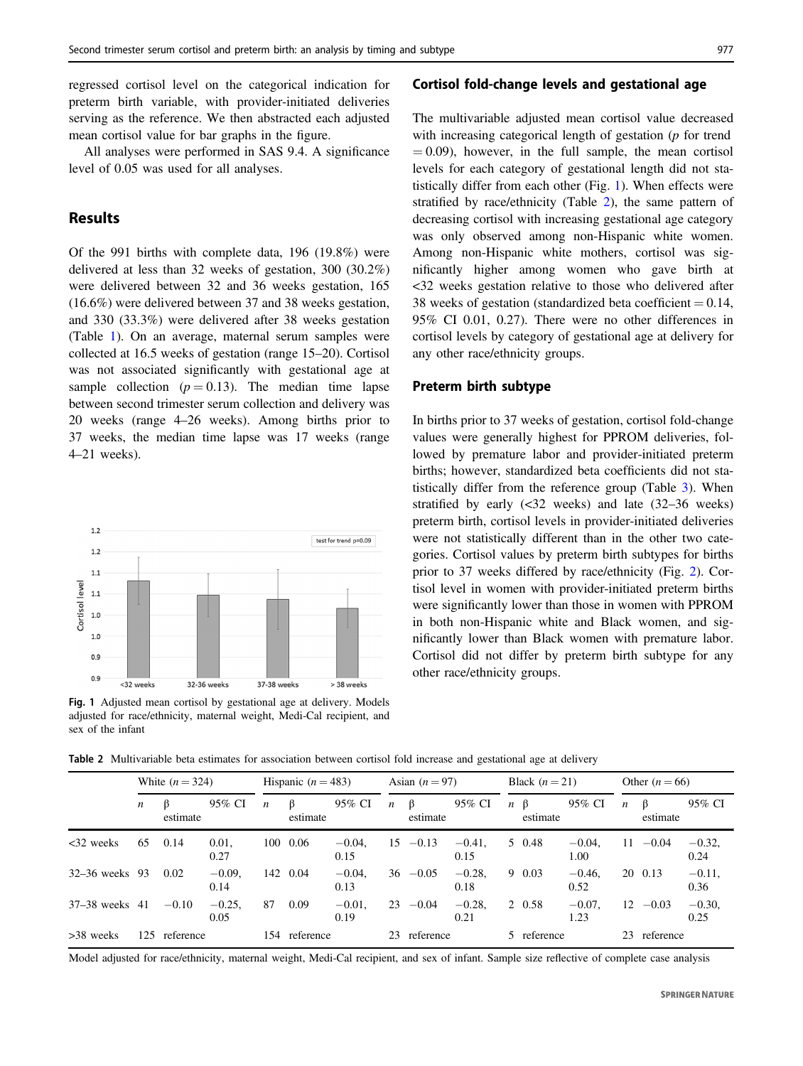regressed cortisol level on the categorical indication for preterm birth variable, with provider-initiated deliveries serving as the reference. We then abstracted each adjusted mean cortisol value for bar graphs in the figure.

All analyses were performed in SAS 9.4. A significance level of 0.05 was used for all analyses.

## Results

Of the 991 births with complete data, 196 (19.8%) were delivered at less than 32 weeks of gestation, 300 (30.2%) were delivered between 32 and 36 weeks gestation, 165 (16.6%) were delivered between 37 and 38 weeks gestation, and 330 (33.3%) were delivered after 38 weeks gestation (Table 1). On an average, maternal serum samples were collected at 16.5 weeks of gestation (range 15–20). Cortisol was not associated significantly with gestational age at sample collection ($p = 0.13$). The median time lapse between second trimester serum collection and delivery was 20 weeks (range 4–26 weeks). Among births prior to 37 weeks, the median time lapse was 17 weeks (range 4–21 weeks).

**Fig. 1** Adjusted mean cortisol by gestational age at delivery. Models adjusted for race/ethnicity, maternal weight, Medi-Cal recipient, and sex of the infant

### Cortisol fold-change levels and gestational age

The multivariable adjusted mean cortisol value decreased with increasing categorical length of gestation ($p$ for trend $= 0.09$), however, in the full sample, the mean cortisol levels for each category of gestational length did not statistically differ from each other (Fig. 1). When effects were stratified by race/ethnicity (Table 2), the same pattern of decreasing cortisol with increasing gestational age category was only observed among non-Hispanic white women. Among non-Hispanic white mothers, cortisol was significantly higher among women who gave birth at <32 weeks gestation relative to those who delivered after 38 weeks of gestation (standardized beta coefficient = 0.14, 95% CI 0.01, 0.27). There were no other differences in cortisol levels by category of gestational age at delivery for any other race/ethnicity groups.

### Preterm birth subtype

In births prior to 37 weeks of gestation, cortisol fold-change values were generally highest for PPROM deliveries, followed by premature labor and provider-initiated preterm births; however, standardized beta coefficients did not statistically differ from the reference group (Table 3). When stratified by early (<32 weeks) and late (32–36 weeks) preterm birth, cortisol levels in provider-initiated deliveries were not statistically different than in the other two categories. Cortisol values by preterm birth subtypes for births prior to 37 weeks differed by race/ethnicity (Fig. 2). Cortisol level in women with provider-initiated preterm births were significantly lower than those in women with PPROM in both non-Hispanic white and Black women, and significantly lower than Black women with premature labor. Cortisol did not differ by preterm birth subtype for any other race/ethnicity groups.

**Table 2** Multivariable beta estimates for association between cortisol fold increase and gestational age at delivery

| | White ($n = 324$) | | | Hispanic ($n = 483$) | | | Asian ($n = 97$) | | | Black ($n = 21$) | | | Other ($n = 66$) | | |
|---|---|---|---|---|---|---|---|---|---|---|---|---|---|---|---|
| | $n$ | β estimate | 95% CI | $n$ | β estimate | 95% CI | $n$ | β estimate | 95% CI | $n$ | β estimate | 95% CI | $n$ | β estimate | 95% CI |
| <32 weeks | 65 | 0.14 | 0.01, 0.27 | 100 | 0.06 | −0.04, 0.15 | 15 | −0.13 | −0.41, 0.15 | 5 | 0.48 | −0.04, 1.00 | 11 | −0.04 | −0.32, 0.24 |
| 32–36 weeks | 93 | 0.02 | −0.09, 0.14 | 142 | 0.04 | −0.04, 0.13 | 36 | −0.05 | −0.28, 0.18 | 9 | 0.03 | −0.46, 0.52 | 20 | 0.13 | −0.11, 0.36 |
| 37–38 weeks | 41 | −0.10 | −0.25, 0.05 | 87 | 0.09 | −0.01, 0.19 | 23 | −0.04 | −0.28, 0.21 | 2 | 0.58 | −0.07, 1.23 | 12 | −0.03 | −0.30, 0.25 |
| >38 weeks | 125 | reference | | 154 | reference | | 23 | reference | | 5 | reference | | 23 | reference | |

Model adjusted for race/ethnicity, maternal weight, Medi-Cal recipient, and sex of infant. Sample size reflective of complete case analysis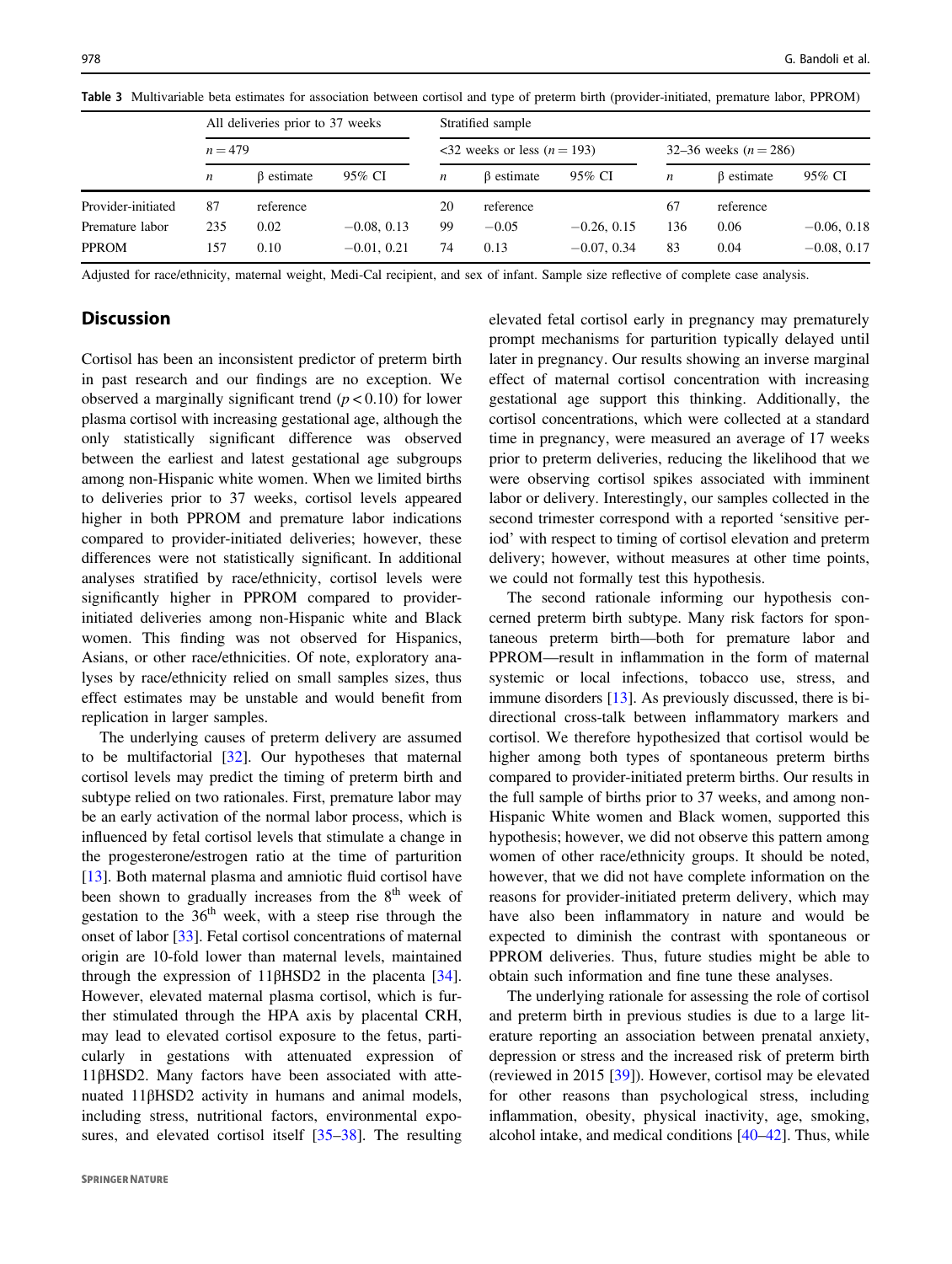**Table 3** Multivariable beta estimates for association between cortisol and type of preterm birth (provider-initiated, premature labor, PPROM)

| | All deliveries prior to 37 weeks | | | Stratified sample | | | | | |
|---|---|---|---|---|---|---|---|---|---|
| | $n = 479$ | | | <32 weeks or less ($n = 193$) | | | 32–36 weeks ($n = 286$) | | |
| | $n$ | β estimate | 95% CI | $n$ | β estimate | 95% CI | $n$ | β estimate | 95% CI |
| Provider-initiated | 87 | reference | | 20 | reference | | 67 | reference | |
| Premature labor | 235 | 0.02 | −0.08, 0.13 | 99 | −0.05 | −0.26, 0.15 | 136 | 0.06 | −0.06, 0.18 |
| PPROM | 157 | 0.10 | −0.01, 0.21 | 74 | 0.13 | −0.07, 0.34 | 83 | 0.04 | −0.08, 0.17 |

Adjusted for race/ethnicity, maternal weight, Medi-Cal recipient, and sex of infant. Sample size reflective of complete case analysis.

## Discussion

Cortisol has been an inconsistent predictor of preterm birth in past research and our findings are no exception. We observed a marginally significant trend ($p < 0.10$) for lower plasma cortisol with increasing gestational age, although the only statistically significant difference was observed between the earliest and latest gestational age subgroups among non-Hispanic white women. When we limited births to deliveries prior to 37 weeks, cortisol levels appeared higher in both PPROM and premature labor indications compared to provider-initiated deliveries; however, these differences were not statistically significant. In additional analyses stratified by race/ethnicity, cortisol levels were significantly higher in PPROM compared to provider-initiated deliveries among non-Hispanic white and Black women. This finding was not observed for Hispanics, Asians, or other race/ethnicities. Of note, exploratory analyses by race/ethnicity relied on small samples sizes, thus effect estimates may be unstable and would benefit from replication in larger samples.

The underlying causes of preterm delivery are assumed to be multifactorial [32]. Our hypotheses that maternal cortisol levels may predict the timing of preterm birth and subtype relied on two rationales. First, premature labor may be an early activation of the normal labor process, which is influenced by fetal cortisol levels that stimulate a change in the progesterone/estrogen ratio at the time of parturition [13]. Both maternal plasma and amniotic fluid cortisol have been shown to gradually increases from the 8$^{th}$ week of gestation to the 36$^{th}$ week, with a steep rise through the onset of labor [33]. Fetal cortisol concentrations of maternal origin are 10-fold lower than maternal levels, maintained through the expression of 11βHSD2 in the placenta [34]. However, elevated maternal plasma cortisol, which is further stimulated through the HPA axis by placental CRH, may lead to elevated cortisol exposure to the fetus, particularly in gestations with attenuated expression of 11βHSD2. Many factors have been associated with attenuated 11βHSD2 activity in humans and animal models, including stress, nutritional factors, environmental exposures, and elevated cortisol itself [35–38]. The resulting elevated fetal cortisol early in pregnancy may prematurely prompt mechanisms for parturition typically delayed until later in pregnancy. Our results showing an inverse marginal effect of maternal cortisol concentration with increasing gestational age support this thinking. Additionally, the cortisol concentrations, which were collected at a standard time in pregnancy, were measured an average of 17 weeks prior to preterm deliveries, reducing the likelihood that we were observing cortisol spikes associated with imminent labor or delivery. Interestingly, our samples collected in the second trimester correspond with a reported 'sensitive period' with respect to timing of cortisol elevation and preterm delivery; however, without measures at other time points, we could not formally test this hypothesis.

The second rationale informing our hypothesis concerned preterm birth subtype. Many risk factors for spontaneous preterm birth—both for premature labor and PPROM—result in inflammation in the form of maternal systemic or local infections, tobacco use, stress, and immune disorders [13]. As previously discussed, there is bidirectional cross-talk between inflammatory markers and cortisol. We therefore hypothesized that cortisol would be higher among both types of spontaneous preterm births compared to provider-initiated preterm births. Our results in the full sample of births prior to 37 weeks, and among non-Hispanic White women and Black women, supported this hypothesis; however, we did not observe this pattern among women of other race/ethnicity groups. It should be noted, however, that we did not have complete information on the reasons for provider-initiated preterm delivery, which may have also been inflammatory in nature and would be expected to diminish the contrast with spontaneous or PPROM deliveries. Thus, future studies might be able to obtain such information and fine tune these analyses.

The underlying rationale for assessing the role of cortisol and preterm birth in previous studies is due to a large literature reporting an association between prenatal anxiety, depression or stress and the increased risk of preterm birth (reviewed in 2015 [39]). However, cortisol may be elevated for other reasons than psychological stress, including inflammation, obesity, physical inactivity, age, smoking, alcohol intake, and medical conditions [40–42]. Thus, while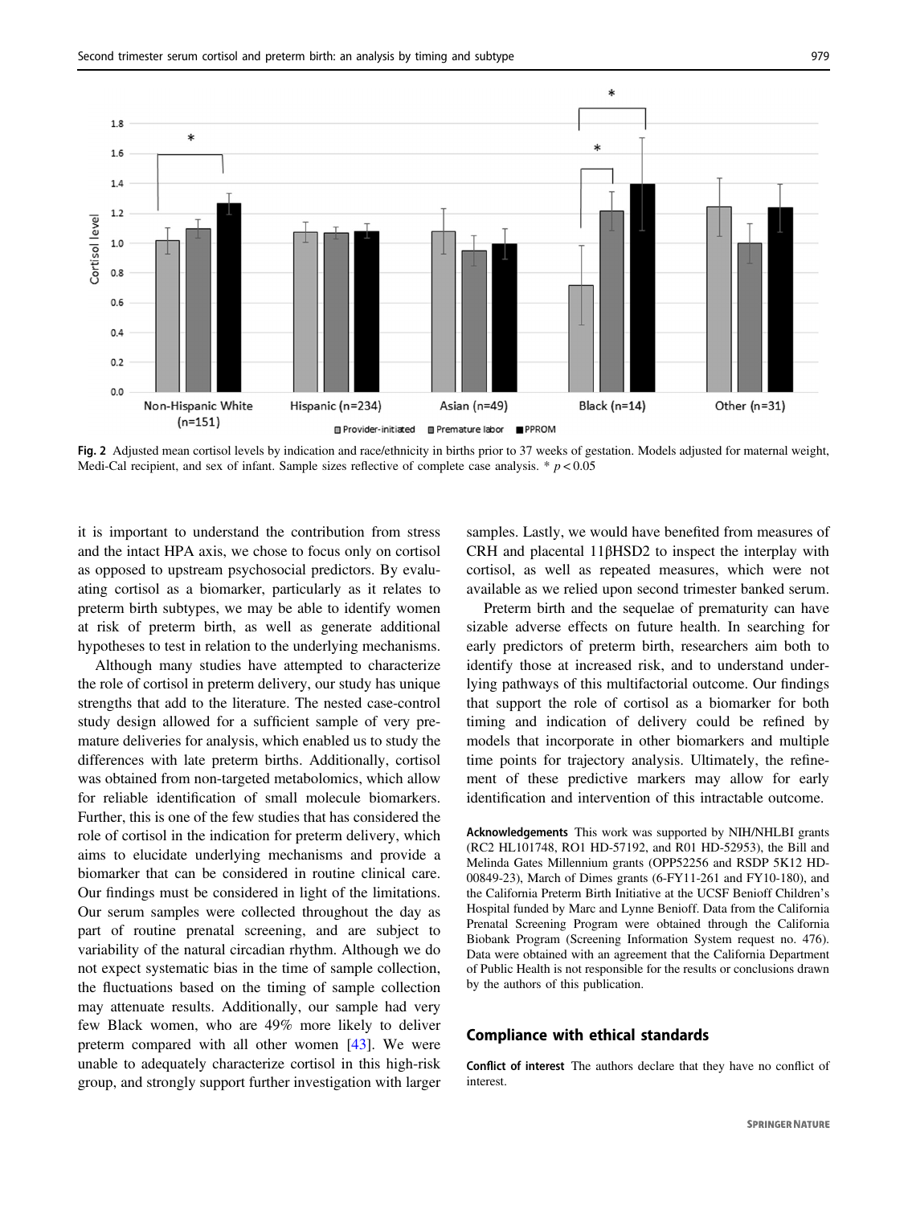Fig. 2 Adjusted mean cortisol levels by indication and race/ethnicity in births prior to 37 weeks of gestation. Models adjusted for maternal weight, Medi-Cal recipient, and sex of infant. Sample sizes reflective of complete case analysis. * $p < 0.05$

it is important to understand the contribution from stress and the intact HPA axis, we chose to focus only on cortisol as opposed to upstream psychosocial predictors. By evaluating cortisol as a biomarker, particularly as it relates to preterm birth subtypes, we may be able to identify women at risk of preterm birth, as well as generate additional hypotheses to test in relation to the underlying mechanisms.

Although many studies have attempted to characterize the role of cortisol in preterm delivery, our study has unique strengths that add to the literature. The nested case-control study design allowed for a sufficient sample of very premature deliveries for analysis, which enabled us to study the differences with late preterm births. Additionally, cortisol was obtained from non-targeted metabolomics, which allow for reliable identification of small molecule biomarkers. Further, this is one of the few studies that has considered the role of cortisol in the indication for preterm delivery, which aims to elucidate underlying mechanisms and provide a biomarker that can be considered in routine clinical care. Our findings must be considered in light of the limitations. Our serum samples were collected throughout the day as part of routine prenatal screening, and are subject to variability of the natural circadian rhythm. Although we do not expect systematic bias in the time of sample collection, the fluctuations based on the timing of sample collection may attenuate results. Additionally, our sample had very few Black women, who are 49% more likely to deliver preterm compared with all other women [43]. We were unable to adequately characterize cortisol in this high-risk group, and strongly support further investigation with larger samples. Lastly, we would have benefited from measures of CRH and placental 11βHSD2 to inspect the interplay with cortisol, as well as repeated measures, which were not available as we relied upon second trimester banked serum.

Preterm birth and the sequelae of prematurity can have sizable adverse effects on future health. In searching for early predictors of preterm birth, researchers aim both to identify those at increased risk, and to understand underlying pathways of this multifactorial outcome. Our findings that support the role of cortisol as a biomarker for both timing and indication of delivery could be refined by models that incorporate in other biomarkers and multiple time points for trajectory analysis. Ultimately, the refinement of these predictive markers may allow for early identification and intervention of this intractable outcome.

**Acknowledgements** This work was supported by NIH/NHLBI grants (RC2 HL101748, RO1 HD-57192, and R01 HD-52953), the Bill and Melinda Gates Millennium grants (OPP52256 and RSDP 5K12 HD-00849-23), March of Dimes grants (6-FY11-261 and FY10-180), and the California Preterm Birth Initiative at the UCSF Benioff Children's Hospital funded by Marc and Lynne Benioff. Data from the California Prenatal Screening Program were obtained through the California Biobank Program (Screening Information System request no. 476). Data were obtained with an agreement that the California Department of Public Health is not responsible for the results or conclusions drawn by the authors of this publication.

## Compliance with ethical standards

**Conflict of interest** The authors declare that they have no conflict of interest.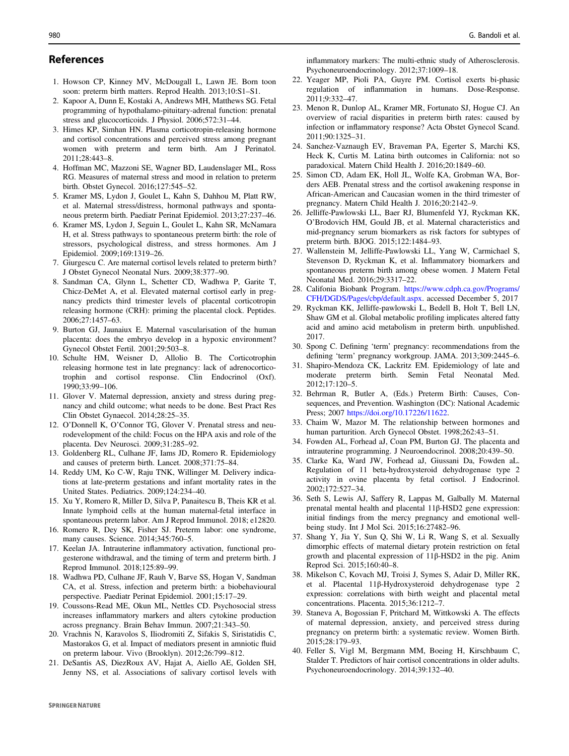## References

1. Howson CP, Kinney MV, McDougall L, Lawn JE. Born toon soon: preterm birth matters. Reprod Health. 2013;10:S1–S1.
2. Kapoor A, Dunn E, Kostaki A, Andrews MH, Matthews SG. Fetal programming of hypothalamo-pituitary-adrenal function: prenatal stress and glucocorticoids. J Physiol. 2006;572:31–44.
3. Himes KP, Simhan HN. Plasma corticotropin-releasing hormone and cortisol concentrations and perceived stress among pregnant women with preterm and term birth. Am J Perinatol. 2011;28:443–8.
4. Hoffman MC, Mazzoni SE, Wagner BD, Laudenslager ML, Ross RG. Measures of maternal stress and mood in relation to preterm birth. Obstet Gynecol. 2016;127:545–52.
5. Kramer MS, Lydon J, Goulet L, Kahn S, Dahhou M, Platt RW, et al. Maternal stress/distress, hormonal pathways and spontaneous preterm birth. Paediatr Perinat Epidemiol. 2013;27:237–46.
6. Kramer MS, Lydon J, Seguin L, Goulet L, Kahn SR, McNamara H, et al. Stress pathways to spontaneous preterm birth: the role of stressors, psychological distress, and stress hormones. Am J Epidemiol. 2009;169:1319–26.
7. Giurgescu C. Are maternal cortisol levels related to preterm birth? J Obstet Gynecol Neonatal Nurs. 2009;38:377–90.
8. Sandman CA, Glynn L, Schetter CD, Wadhwa P, Garite T, Chicz-DeMet A, et al. Elevated maternal cortisol early in pregnancy predicts third trimester levels of placental corticotropin releasing hormone (CRH): priming the placental clock. Peptides. 2006;27:1457–63.
9. Burton GJ, Jaunaiux E. Maternal vascularisation of the human placenta: does the embryo develop in a hypoxic environment? Gynecol Obstet Fertil. 2001;29:503–8.
10. Schulte HM, Weisner D, Allolio B. The Corticotrophin releasing hormone test in late pregnancy: lack of adrenocorticotrophin and cortisol response. Clin Endocrinol (Oxf). 1990;33:99–106.
11. Glover V. Maternal depression, anxiety and stress during pregnancy and child outcome; what needs to be done. Best Pract Res Clin Obstet Gynaecol. 2014;28:25–35.
12. O'Donnell K, O'Connor TG, Glover V. Prenatal stress and neurodevelopment of the child: Focus on the HPA axis and role of the placenta. Dev Neurosci. 2009;31:285–92.
13. Goldenberg RL, Culhane JF, Iams JD, Romero R. Epidemiology and causes of preterm birth. Lancet. 2008;371:75–84.
14. Reddy UM, Ko C-W, Raju TNK, Willinger M. Delivery indications at late-preterm gestations and infant mortality rates in the United States. Pediatrics. 2009;124:234–40.
15. Xu Y, Romero R, Miller D, Silva P, Panaitescu B, Theis KR et al. Innate lymphoid cells at the human maternal-fetal interface in spontaneous preterm labor. Am J Reprod Immunol. 2018; e12820.
16. Romero R, Dey SK, Fisher SJ. Preterm labor: one syndrome, many causes. Science. 2014;345:760–5.
17. Keelan JA. Intrauterine inflammatory activation, functional progesterone withdrawal, and the timing of term and preterm birth. J Reprod Immunol. 2018;125:89–99.
18. Wadhwa PD, Culhane JF, Rauh V, Barve SS, Hogan V, Sandman CA, et al. Stress, infection and preterm birth: a biobehavioural perspective. Paediatr Perinat Epidemiol. 2001;15:17–29.
19. Coussons-Read ME, Okun ML, Nettles CD. Psychosocial stress increases inflammatory markers and alters cytokine production across pregnancy. Brain Behav Immun. 2007;21:343–50.
20. Vrachnis N, Karavolos S, Iliodromiti Z, Sifakis S, Siristatidis C, Mastorakos G, et al. Impact of mediators present in amniotic fluid on preterm labour. Vivo (Brooklyn). 2012;26:799–812.
21. DeSantis AS, DiezRoux AV, Hajat A, Aiello AE, Golden SH, Jenny NS, et al. Associations of salivary cortisol levels with inflammatory markers: The multi-ethnic study of Atherosclerosis. Psychoneuroendocrinology. 2012;37:1009–18.
22. Yeager MP, Pioli PA, Guyre PM. Cortisol exerts bi-phasic regulation of inflammation in humans. Dose-Response. 2011;9:332–47.
23. Menon R, Dunlop AL, Kramer MR, Fortunato SJ, Hogue CJ. An overview of racial disparities in preterm birth rates: caused by infection or inflammatory response? Acta Obstet Gynecol Scand. 2011;90:1325–31.
24. Sanchez-Vaznaugh EV, Braveman PA, Egerter S, Marchi KS, Heck K, Curtis M. Latina birth outcomes in California: not so paradoxical. Matern Child Health J. 2016;20:1849–60.
25. Simon CD, Adam EK, Holl JL, Wolfe KA, Grobman WA, Borders AEB. Prenatal stress and the cortisol awakening response in African-American and Caucasian women in the third trimester of pregnancy. Matern Child Health J. 2016;20:2142–9.
26. Jelliffe-Pawlowski LL, Baer RJ, Blumenfeld YJ, Ryckman KK, O'Brodovich HM, Gould JB, et al. Maternal characteristics and mid-pregnancy serum biomarkers as risk factors for subtypes of preterm birth. BJOG. 2015;122:1484–93.
27. Wallenstein M, Jelliffe-Pawlowski LL, Yang W, Carmichael S, Stevenson D, Ryckman K, et al. Inflammatory biomarkers and spontaneous preterm birth among obese women. J Matern Fetal Neonatal Med. 2016;29:3317–22.
28. Califonia Biobank Program. https://www.cdph.ca.gov/Programs/CFH/DGDS/Pages/cbp/default.aspx. accessed December 5, 2017
29. Ryckman KK, Jelliffe-pawlowski L, Bedell B, Holt T, Bell LN, Shaw GM et al. Global metabolic profiling implicates altered fatty acid and amino acid metabolism in preterm birth. unpublished. 2017.
30. Spong C. Defining 'term' pregnancy: recommendations from the defining 'term' pregnancy workgroup. JAMA. 2013;309:2445–6.
31. Shapiro-Mendoza CK, Lackritz EM. Epidemiology of late and moderate preterm birth. Semin Fetal Neonatal Med. 2012;17:120–5.
32. Behrman R, Butler A, (Eds.) Preterm Birth: Causes, Consequences, and Prevention. Washington (DC): National Academic Press; 2007 https://doi.org/10.17226/11622.
33. Chaim W, Mazor M. The relationship between hormones and human parturition. Arch Gynecol Obstet. 1998;262:43–51.
34. Fowden AL, Forhead aJ, Coan PM, Burton GJ. The placenta and intrauterine programming. J Neuroendocrinol. 2008;20:439–50.
35. Clarke Ka, Ward JW, Forhead aJ, Giussani Da, Fowden aL. Regulation of 11 beta-hydroxysteroid dehydrogenase type 2 activity in ovine placenta by fetal cortisol. J Endocrinol. 2002;172:527–34.
36. Seth S, Lewis AJ, Saffery R, Lappas M, Galbally M. Maternal prenatal mental health and placental 11β-HSD2 gene expression: initial findings from the mercy pregnancy and emotional wellbeing study. Int J Mol Sci. 2015;16:27482–96.
37. Shang Y, Jia Y, Sun Q, Shi W, Li R, Wang S, et al. Sexually dimorphic effects of maternal dietary protein restriction on fetal growth and placental expression of 11β-HSD2 in the pig. Anim Reprod Sci. 2015;160:40–8.
38. Mikelson C, Kovach MJ, Troisi J, Symes S, Adair D, Miller RK, et al. Placental 11β-Hydroxysteroid dehydrogenase type 2 expression: correlations with birth weight and placental metal concentrations. Placenta. 2015;36:1212–7.
39. Staneva A, Bogossian F, Pritchard M, Wittkowski A. The effects of maternal depression, anxiety, and perceived stress during pregnancy on preterm birth: a systematic review. Women Birth. 2015;28:179–93.
40. Feller S, Vigl M, Bergmann MM, Boeing H, Kirschbaum C, Stalder T. Predictors of hair cortisol concentrations in older adults. Psychoneuroendocrinology. 2014;39:132–40.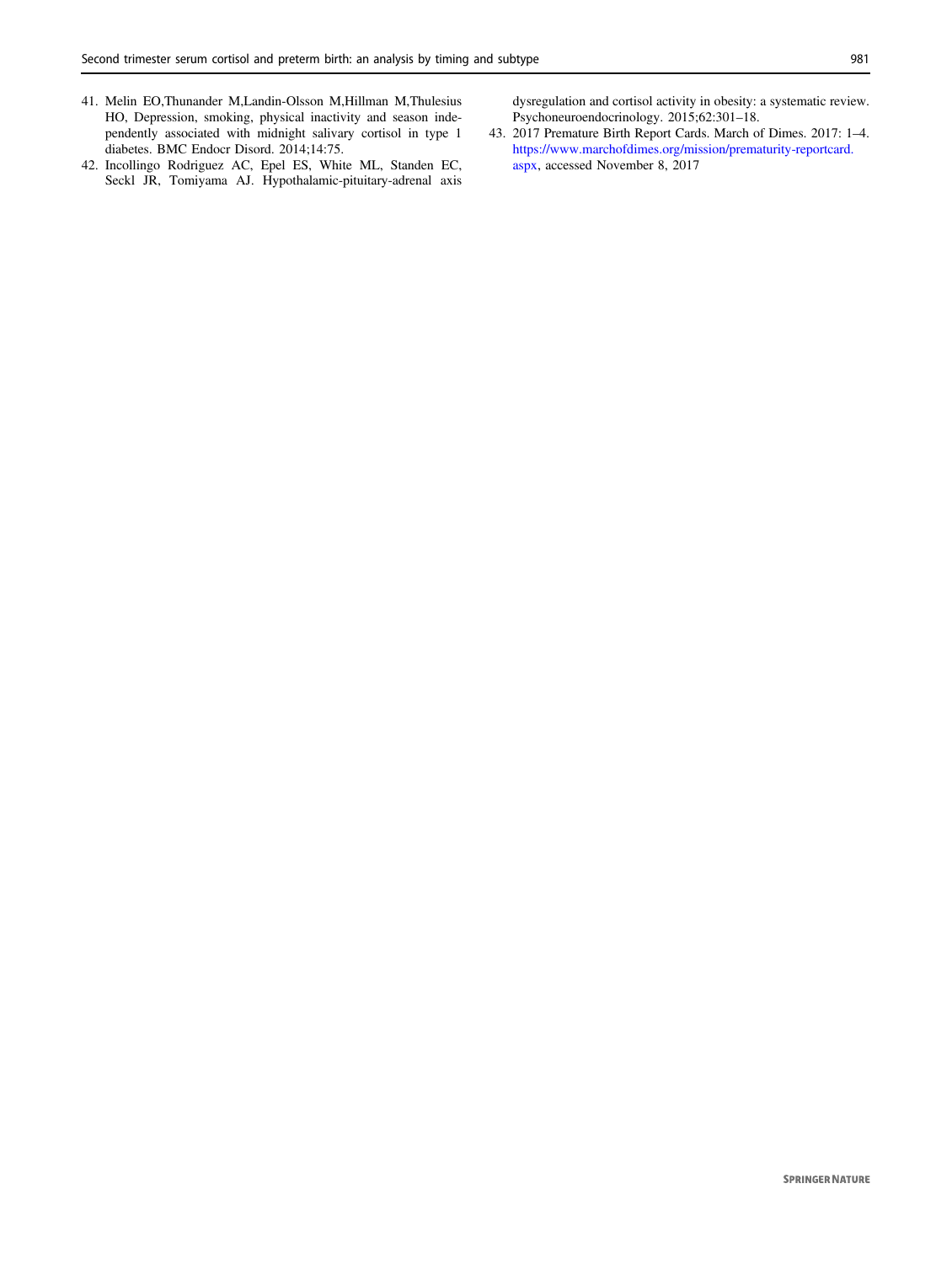41. Melin EO,Thunander M,Landin-Olsson M,Hillman M,Thulesius HO, Depression, smoking, physical inactivity and season independently associated with midnight salivary cortisol in type 1 diabetes. BMC Endocr Disord. 2014;14:75.
42. Incollingo Rodriguez AC, Epel ES, White ML, Standen EC, Seckl JR, Tomiyama AJ. Hypothalamic-pituitary-adrenal axis dysregulation and cortisol activity in obesity: a systematic review. Psychoneuroendocrinology. 2015;62:301–18.
43. 2017 Premature Birth Report Cards. March of Dimes. 2017: 1–4. https://www.marchofdimes.org/mission/prematurity-reportcard.aspx, accessed November 8, 2017